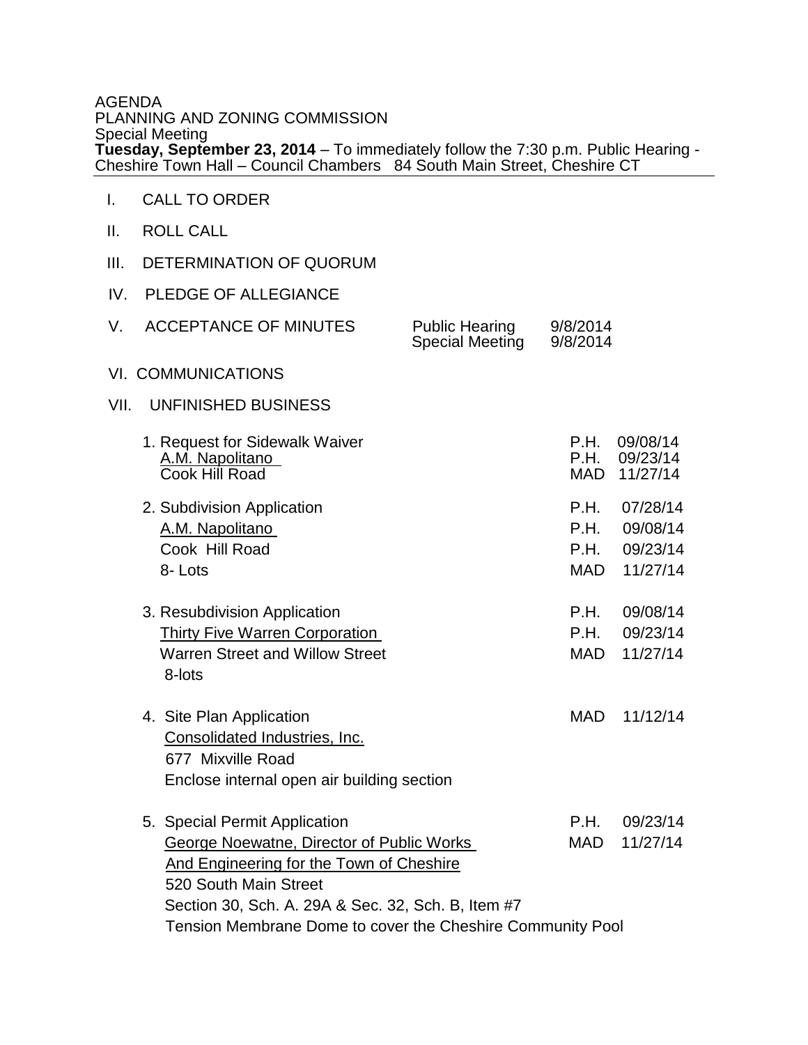AGENDA
PLANNING AND ZONING COMMISSION
Special Meeting
**Tuesday, September 23, 2014** – To immediately follow the 7:30 p.m. Public Hearing - Cheshire Town Hall – Council Chambers 84 South Main Street, Cheshire CT

---

I. CALL TO ORDER

II. ROLL CALL

III. DETERMINATION OF QUORUM

IV. PLEDGE OF ALLEGIANCE

V. ACCEPTANCE OF MINUTES

| | |
|---|---|
| Public Hearing | 9/8/2014 |
| Special Meeting | 9/8/2014 |

VI. COMMUNICATIONS

VII. UNFINISHED BUSINESS

1. Request for Sidewalk Waiver — P.H. 09/08/14; P.H. 09/23/14; MAD 11/27/14
   A.M. Napolitano
   Cook Hill Road

2. Subdivision Application — P.H. 07/28/14; P.H. 09/08/14; P.H. 09/23/14; MAD 11/27/14
   A.M. Napolitano
   Cook Hill Road
   8- Lots

3. Resubdivision Application — P.H. 09/08/14; P.H. 09/23/14; MAD 11/27/14
   Thirty Five Warren Corporation
   Warren Street and Willow Street
   8-lots

4. Site Plan Application — MAD 11/12/14
   Consolidated Industries, Inc.
   677 Mixville Road
   Enclose internal open air building section

5. Special Permit Application — P.H. 09/23/14; MAD 11/27/14
   George Noewatne, Director of Public Works
   And Engineering for the Town of Cheshire
   520 South Main Street
   Section 30, Sch. A. 29A & Sec. 32, Sch. B, Item #7
   Tension Membrane Dome to cover the Cheshire Community Pool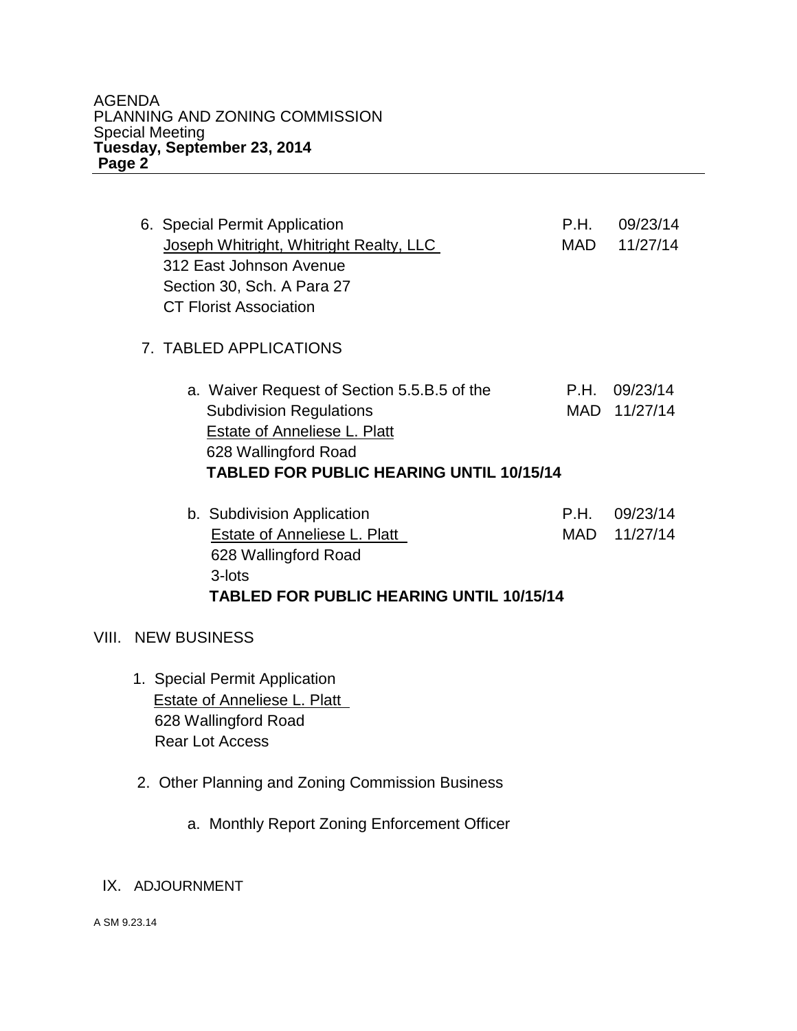6. Special Permit Application — P.H. 09/23/14, MAD 11/27/14
   Joseph Whitright, Whitright Realty, LLC
   312 East Johnson Avenue
   Section 30, Sch. A Para 27
   CT Florist Association

7. TABLED APPLICATIONS

   a. Waiver Request of Section 5.5.B.5 of the Subdivision Regulations — P.H. 09/23/14, MAD 11/27/14
      Estate of Anneliese L. Platt
      628 Wallingford Road
      **TABLED FOR PUBLIC HEARING UNTIL 10/15/14**

   b. Subdivision Application — P.H. 09/23/14, MAD 11/27/14
      Estate of Anneliese L. Platt
      628 Wallingford Road
      3-lots
      **TABLED FOR PUBLIC HEARING UNTIL 10/15/14**

## VIII. NEW BUSINESS

1. Special Permit Application
   Estate of Anneliese L. Platt
   628 Wallingford Road
   Rear Lot Access

2. Other Planning and Zoning Commission Business

   a. Monthly Report Zoning Enforcement Officer

## IX. ADJOURNMENT

A SM 9.23.14